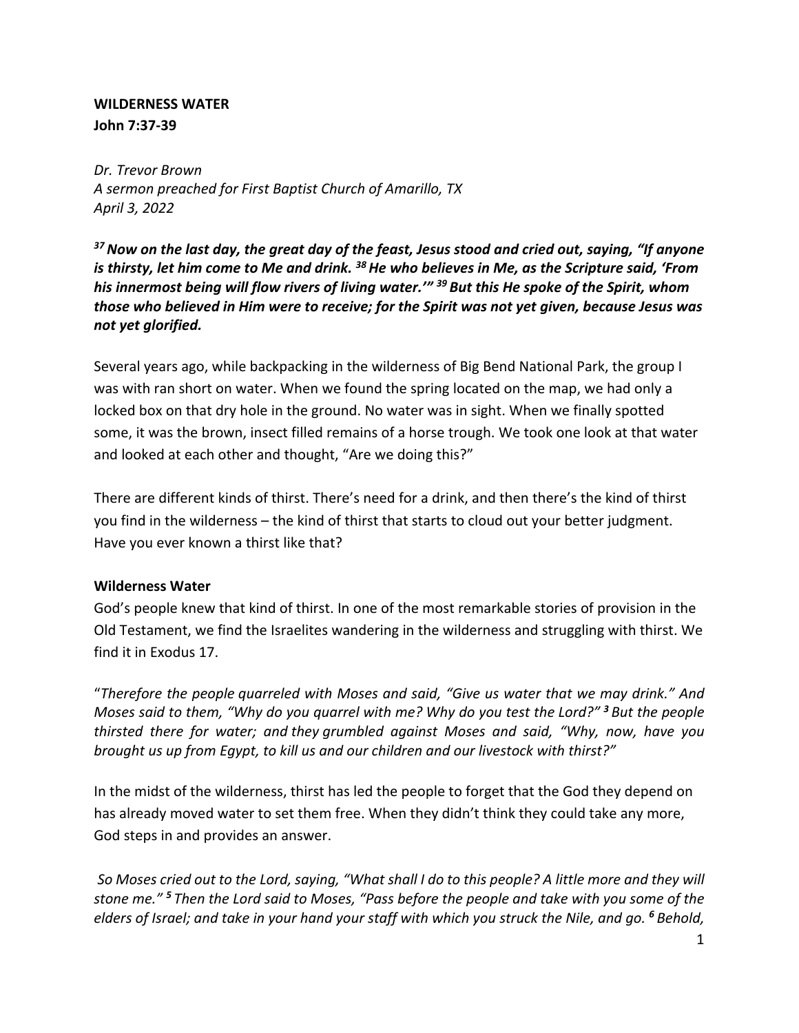**WILDERNESS WATER**
**John 7:37-39**

*Dr. Trevor Brown*
*A sermon preached for First Baptist Church of Amarillo, TX*
*April 3, 2022*

***37 Now on the last day, the great day of the feast, Jesus stood and cried out, saying, "If anyone is thirsty, let him come to Me and drink. 38 He who believes in Me, as the Scripture said, 'From his innermost being will flow rivers of living water.'" 39 But this He spoke of the Spirit, whom those who believed in Him were to receive; for the Spirit was not yet given, because Jesus was not yet glorified.***

Several years ago, while backpacking in the wilderness of Big Bend National Park, the group I was with ran short on water. When we found the spring located on the map, we had only a locked box on that dry hole in the ground. No water was in sight. When we finally spotted some, it was the brown, insect filled remains of a horse trough. We took one look at that water and looked at each other and thought, "Are we doing this?"

There are different kinds of thirst. There's need for a drink, and then there's the kind of thirst you find in the wilderness – the kind of thirst that starts to cloud out your better judgment. Have you ever known a thirst like that?

**Wilderness Water**

God's people knew that kind of thirst. In one of the most remarkable stories of provision in the Old Testament, we find the Israelites wandering in the wilderness and struggling with thirst. We find it in Exodus 17.

"*Therefore the people quarreled with Moses and said, "Give us water that we may drink." And Moses said to them, "Why do you quarrel with me? Why do you test the Lord?" **3** But the people thirsted there for water; and they grumbled against Moses and said, "Why, now, have you brought us up from Egypt, to kill us and our children and our livestock with thirst?"*

In the midst of the wilderness, thirst has led the people to forget that the God they depend on has already moved water to set them free. When they didn't think they could take any more, God steps in and provides an answer.

*So Moses cried out to the Lord, saying, "What shall I do to this people? A little more and they will stone me." **5** Then the Lord said to Moses, "Pass before the people and take with you some of the elders of Israel; and take in your hand your staff with which you struck the Nile, and go. **6** Behold,*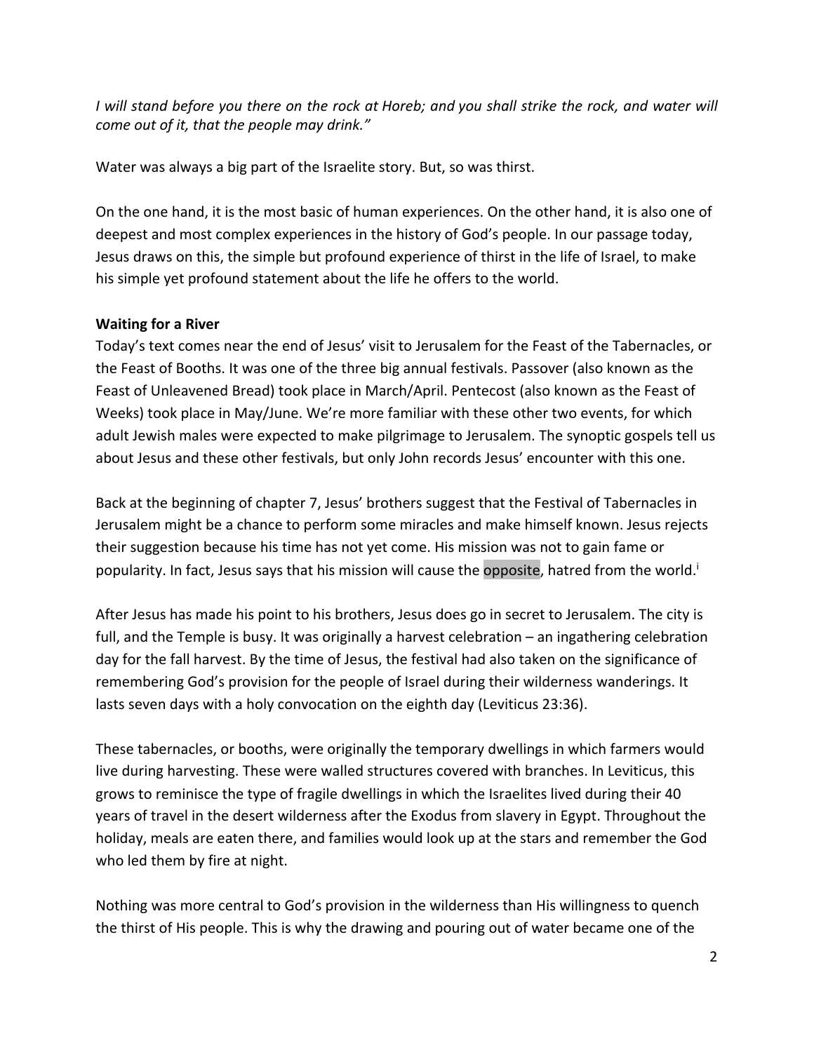*I will stand before you there on the rock at Horeb; and you shall strike the rock, and water will come out of it, that the people may drink."*

Water was always a big part of the Israelite story. But, so was thirst.

On the one hand, it is the most basic of human experiences. On the other hand, it is also one of deepest and most complex experiences in the history of God's people. In our passage today, Jesus draws on this, the simple but profound experience of thirst in the life of Israel, to make his simple yet profound statement about the life he offers to the world.

**Waiting for a River**

Today's text comes near the end of Jesus' visit to Jerusalem for the Feast of the Tabernacles, or the Feast of Booths. It was one of the three big annual festivals. Passover (also known as the Feast of Unleavened Bread) took place in March/April. Pentecost (also known as the Feast of Weeks) took place in May/June. We're more familiar with these other two events, for which adult Jewish males were expected to make pilgrimage to Jerusalem. The synoptic gospels tell us about Jesus and these other festivals, but only John records Jesus' encounter with this one.

Back at the beginning of chapter 7, Jesus' brothers suggest that the Festival of Tabernacles in Jerusalem might be a chance to perform some miracles and make himself known. Jesus rejects their suggestion because his time has not yet come. His mission was not to gain fame or popularity. In fact, Jesus says that his mission will cause the opposite, hatred from the world.[i]

After Jesus has made his point to his brothers, Jesus does go in secret to Jerusalem. The city is full, and the Temple is busy. It was originally a harvest celebration – an ingathering celebration day for the fall harvest. By the time of Jesus, the festival had also taken on the significance of remembering God's provision for the people of Israel during their wilderness wanderings. It lasts seven days with a holy convocation on the eighth day (Leviticus 23:36).

These tabernacles, or booths, were originally the temporary dwellings in which farmers would live during harvesting. These were walled structures covered with branches. In Leviticus, this grows to reminisce the type of fragile dwellings in which the Israelites lived during their 40 years of travel in the desert wilderness after the Exodus from slavery in Egypt. Throughout the holiday, meals are eaten there, and families would look up at the stars and remember the God who led them by fire at night.

Nothing was more central to God's provision in the wilderness than His willingness to quench the thirst of His people. This is why the drawing and pouring out of water became one of the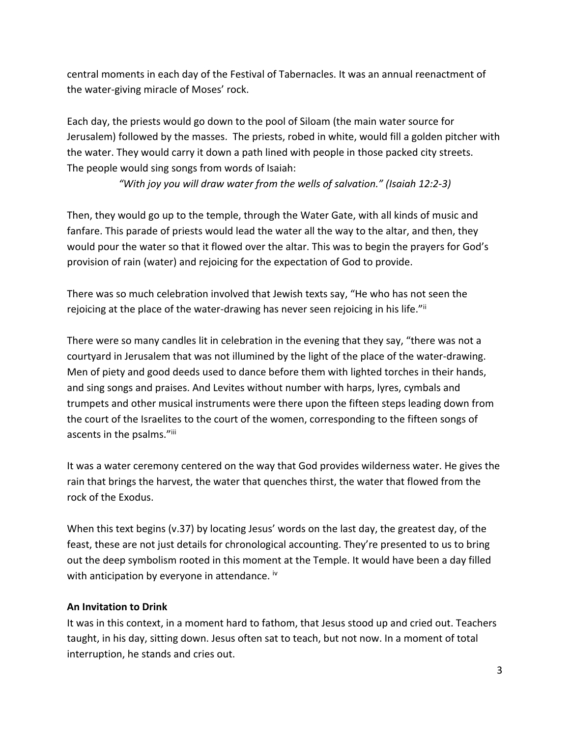central moments in each day of the Festival of Tabernacles. It was an annual reenactment of the water-giving miracle of Moses' rock.

Each day, the priests would go down to the pool of Siloam (the main water source for Jerusalem) followed by the masses. The priests, robed in white, would fill a golden pitcher with the water. They would carry it down a path lined with people in those packed city streets. The people would sing songs from words of Isaiah:

*"With joy you will draw water from the wells of salvation." (Isaiah 12:2-3)*

Then, they would go up to the temple, through the Water Gate, with all kinds of music and fanfare. This parade of priests would lead the water all the way to the altar, and then, they would pour the water so that it flowed over the altar. This was to begin the prayers for God's provision of rain (water) and rejoicing for the expectation of God to provide.

There was so much celebration involved that Jewish texts say, "He who has not seen the rejoicing at the place of the water-drawing has never seen rejoicing in his life."[ii]

There were so many candles lit in celebration in the evening that they say, "there was not a courtyard in Jerusalem that was not illumined by the light of the place of the water-drawing. Men of piety and good deeds used to dance before them with lighted torches in their hands, and sing songs and praises. And Levites without number with harps, lyres, cymbals and trumpets and other musical instruments were there upon the fifteen steps leading down from the court of the Israelites to the court of the women, corresponding to the fifteen songs of ascents in the psalms."[iii]

It was a water ceremony centered on the way that God provides wilderness water. He gives the rain that brings the harvest, the water that quenches thirst, the water that flowed from the rock of the Exodus.

When this text begins (v.37) by locating Jesus' words on the last day, the greatest day, of the feast, these are not just details for chronological accounting. They're presented to us to bring out the deep symbolism rooted in this moment at the Temple. It would have been a day filled with anticipation by everyone in attendance. [iv]

**An Invitation to Drink**

It was in this context, in a moment hard to fathom, that Jesus stood up and cried out. Teachers taught, in his day, sitting down. Jesus often sat to teach, but not now. In a moment of total interruption, he stands and cries out.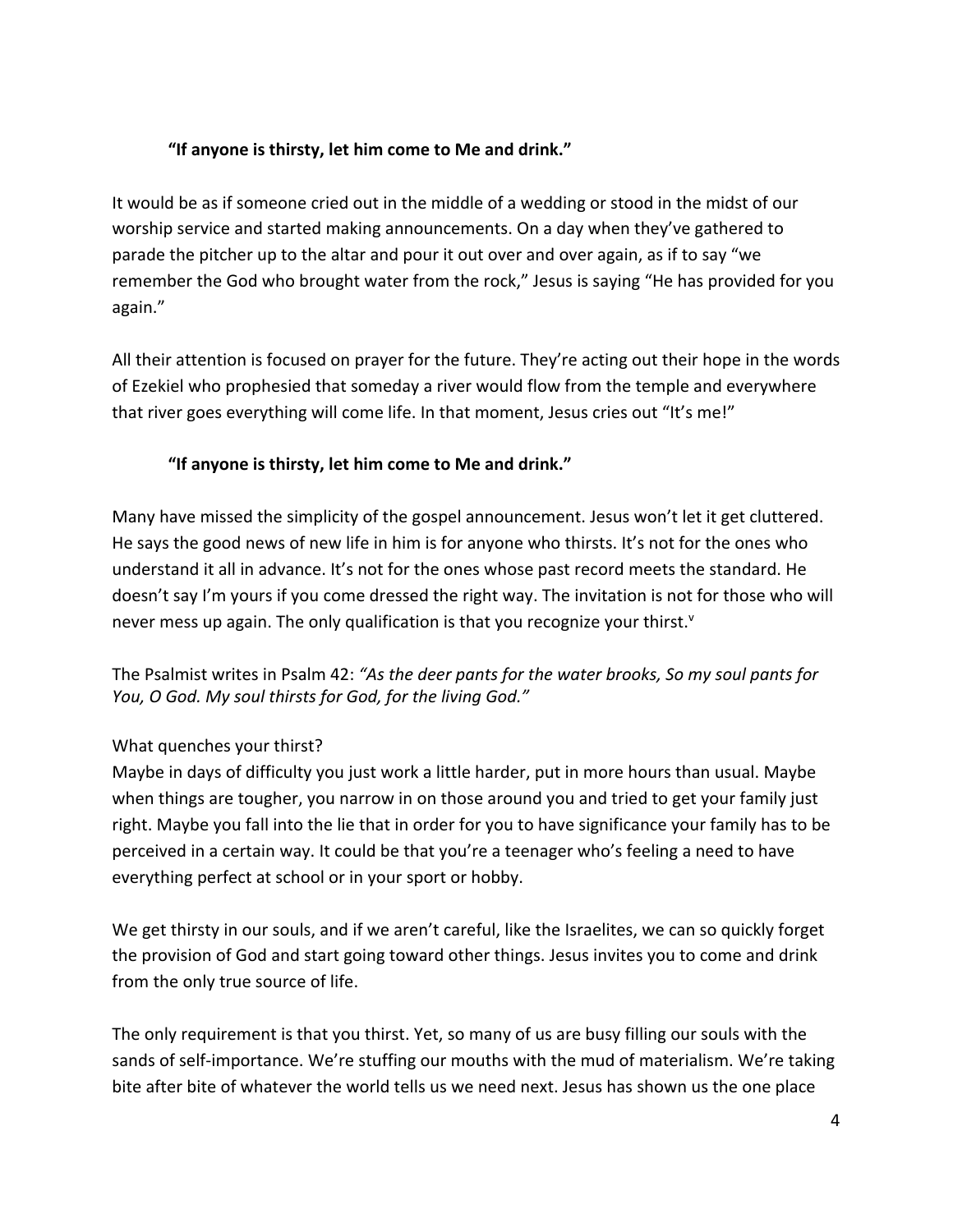**"If anyone is thirsty, let him come to Me and drink."**

It would be as if someone cried out in the middle of a wedding or stood in the midst of our worship service and started making announcements. On a day when they've gathered to parade the pitcher up to the altar and pour it out over and over again, as if to say "we remember the God who brought water from the rock," Jesus is saying "He has provided for you again."

All their attention is focused on prayer for the future. They're acting out their hope in the words of Ezekiel who prophesied that someday a river would flow from the temple and everywhere that river goes everything will come life. In that moment, Jesus cries out "It's me!"

**"If anyone is thirsty, let him come to Me and drink."**

Many have missed the simplicity of the gospel announcement. Jesus won't let it get cluttered. He says the good news of new life in him is for anyone who thirsts. It's not for the ones who understand it all in advance. It's not for the ones whose past record meets the standard. He doesn't say I'm yours if you come dressed the right way. The invitation is not for those who will never mess up again. The only qualification is that you recognize your thirst.[v]

The Psalmist writes in Psalm 42: *"As the deer pants for the water brooks, So my soul pants for You, O God. My soul thirsts for God, for the living God."*

What quenches your thirst?
Maybe in days of difficulty you just work a little harder, put in more hours than usual. Maybe when things are tougher, you narrow in on those around you and tried to get your family just right. Maybe you fall into the lie that in order for you to have significance your family has to be perceived in a certain way. It could be that you're a teenager who's feeling a need to have everything perfect at school or in your sport or hobby.

We get thirsty in our souls, and if we aren't careful, like the Israelites, we can so quickly forget the provision of God and start going toward other things. Jesus invites you to come and drink from the only true source of life.

The only requirement is that you thirst. Yet, so many of us are busy filling our souls with the sands of self-importance. We're stuffing our mouths with the mud of materialism. We're taking bite after bite of whatever the world tells us we need next. Jesus has shown us the one place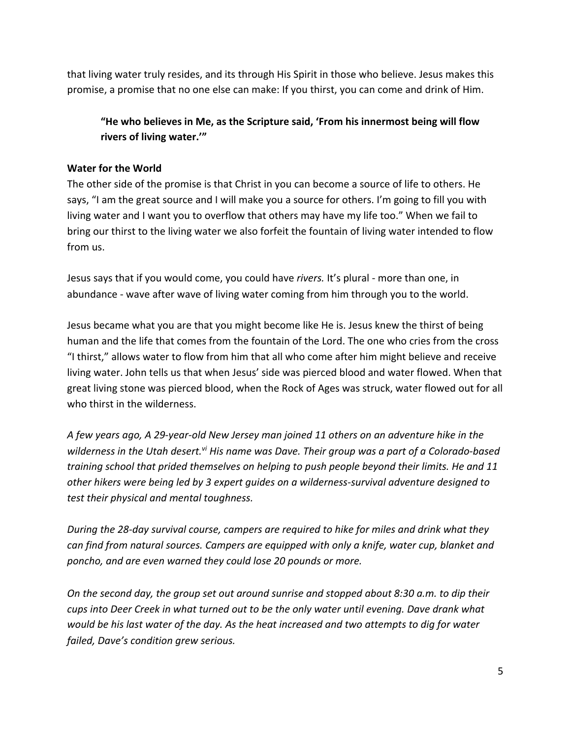that living water truly resides, and its through His Spirit in those who believe. Jesus makes this promise, a promise that no one else can make: If you thirst, you can come and drink of Him.

> **"He who believes in Me, as the Scripture said, 'From his innermost being will flow rivers of living water.'"**

**Water for the World**

The other side of the promise is that Christ in you can become a source of life to others. He says, "I am the great source and I will make you a source for others. I'm going to fill you with living water and I want you to overflow that others may have my life too." When we fail to bring our thirst to the living water we also forfeit the fountain of living water intended to flow from us.

Jesus says that if you would come, you could have *rivers.* It's plural - more than one, in abundance - wave after wave of living water coming from him through you to the world.

Jesus became what you are that you might become like He is. Jesus knew the thirst of being human and the life that comes from the fountain of the Lord. The one who cries from the cross "I thirst," allows water to flow from him that all who come after him might believe and receive living water. John tells us that when Jesus' side was pierced blood and water flowed. When that great living stone was pierced blood, when the Rock of Ages was struck, water flowed out for all who thirst in the wilderness.

*A few years ago, A 29-year-old New Jersey man joined 11 others on an adventure hike in the wilderness in the Utah desert.[vi] His name was Dave. Their group was a part of a Colorado-based training school that prided themselves on helping to push people beyond their limits. He and 11 other hikers were being led by 3 expert guides on a wilderness-survival adventure designed to test their physical and mental toughness.*

*During the 28-day survival course, campers are required to hike for miles and drink what they can find from natural sources. Campers are equipped with only a knife, water cup, blanket and poncho, and are even warned they could lose 20 pounds or more.*

*On the second day, the group set out around sunrise and stopped about 8:30 a.m. to dip their cups into Deer Creek in what turned out to be the only water until evening. Dave drank what would be his last water of the day. As the heat increased and two attempts to dig for water failed, Dave's condition grew serious.*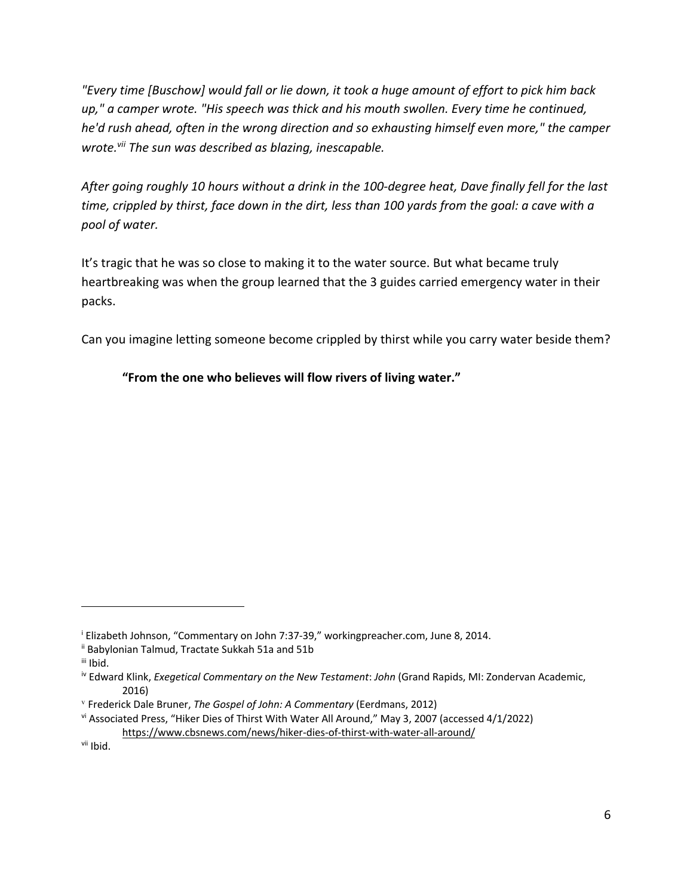*"Every time [Buschow] would fall or lie down, it took a huge amount of effort to pick him back up," a camper wrote. "His speech was thick and his mouth swollen. Every time he continued, he'd rush ahead, often in the wrong direction and so exhausting himself even more," the camper wrote.*[vii] *The sun was described as blazing, inescapable.*

*After going roughly 10 hours without a drink in the 100-degree heat, Dave finally fell for the last time, crippled by thirst, face down in the dirt, less than 100 yards from the goal: a cave with a pool of water.*

It's tragic that he was so close to making it to the water source. But what became truly heartbreaking was when the group learned that the 3 guides carried emergency water in their packs.

Can you imagine letting someone become crippled by thirst while you carry water beside them?

> **"From the one who believes will flow rivers of living water."**

---

[i] Elizabeth Johnson, "Commentary on John 7:37-39," workingpreacher.com, June 8, 2014.

[ii] Babylonian Talmud, Tractate Sukkah 51a and 51b

[iii] Ibid.

[iv] Edward Klink, *Exegetical Commentary on the New Testament*: *John* (Grand Rapids, MI: Zondervan Academic, 2016)

[v] Frederick Dale Bruner, *The Gospel of John: A Commentary* (Eerdmans, 2012)

[vi] Associated Press, "Hiker Dies of Thirst With Water All Around," May 3, 2007 (accessed 4/1/2022) https://www.cbsnews.com/news/hiker-dies-of-thirst-with-water-all-around/

[vii] Ibid.